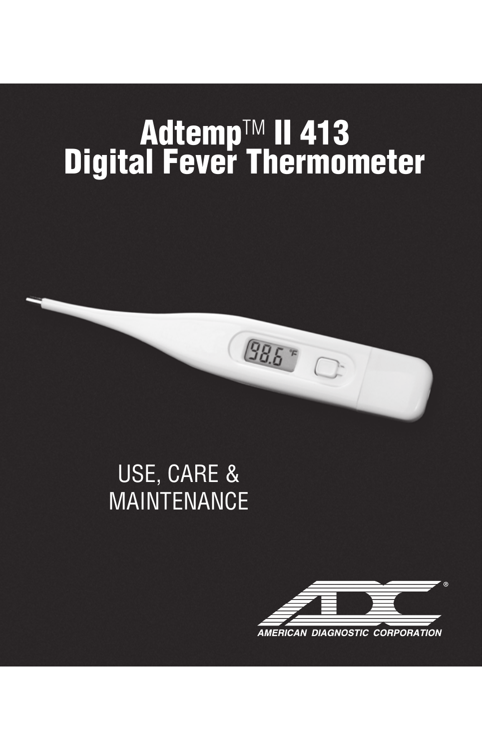# Adtemp™ II 413 Digital Fever Thermometer

USE, CARE & MAINTENANCE

AMERICAN DIAGNOSTIC CORPORATION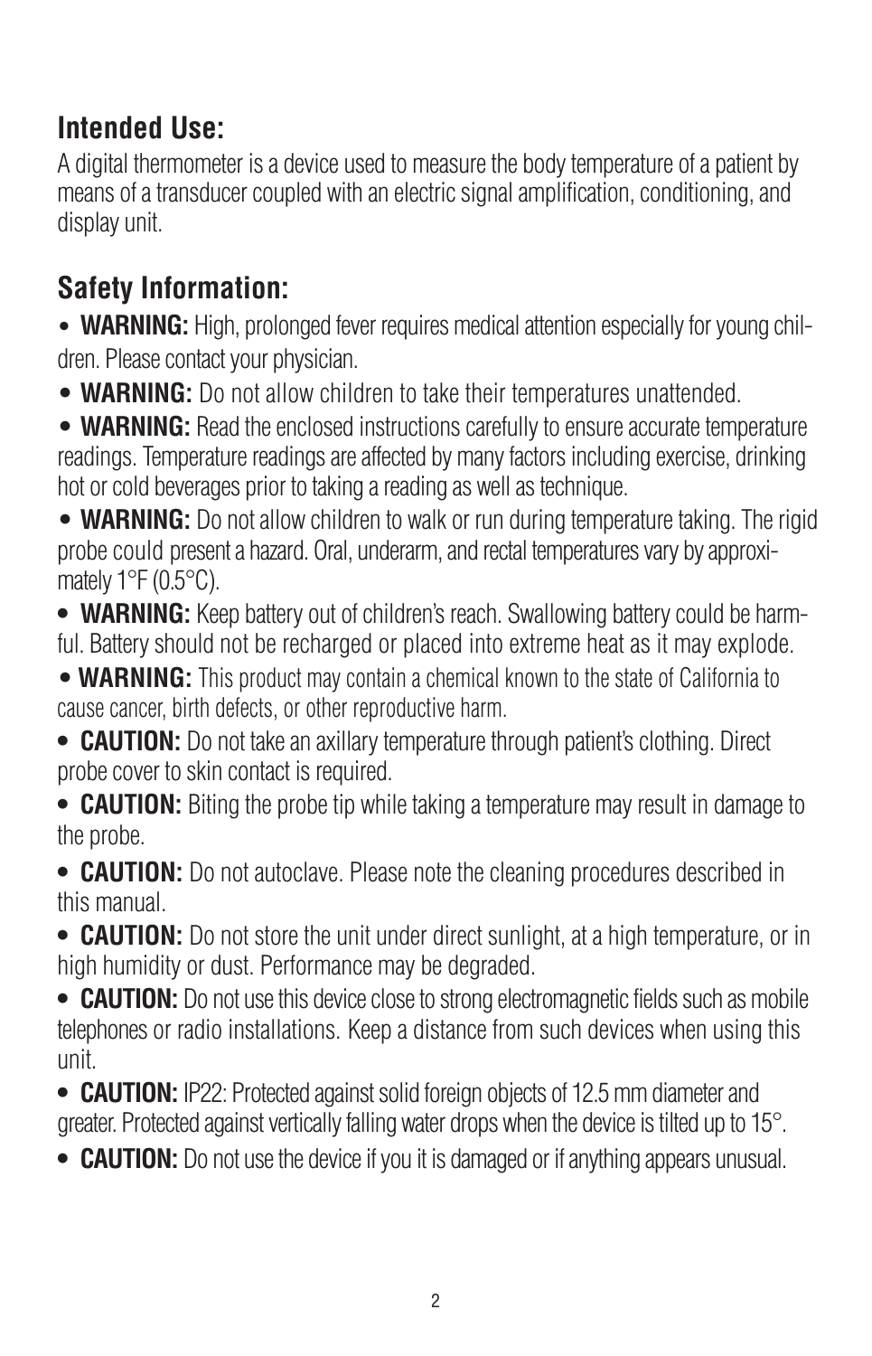## Intended Use:

A digital thermometer is a device used to measure the body temperature of a patient by means of a transducer coupled with an electric signal amplification, conditioning, and display unit.

## Safety Information:

- **WARNING:** High, prolonged fever requires medical attention especially for young children. Please contact your physician.
- **WARNING:** Do not allow children to take their temperatures unattended.
- **WARNING:** Read the enclosed instructions carefully to ensure accurate temperature readings. Temperature readings are affected by many factors including exercise, drinking hot or cold beverages prior to taking a reading as well as technique.
- **WARNING:** Do not allow children to walk or run during temperature taking. The rigid probe could present a hazard. Oral, underarm, and rectal temperatures vary by approximately 1°F (0.5°C).
- **WARNING:** Keep battery out of children's reach. Swallowing battery could be harmful. Battery should not be recharged or placed into extreme heat as it may explode.
- **WARNING:** This product may contain a chemical known to the state of California to cause cancer, birth defects, or other reproductive harm.
- **CAUTION:** Do not take an axillary temperature through patient's clothing. Direct probe cover to skin contact is required.
- **CAUTION:** Biting the probe tip while taking a temperature may result in damage to the probe.
- **CAUTION:** Do not autoclave. Please note the cleaning procedures described in this manual.
- **CAUTION:** Do not store the unit under direct sunlight, at a high temperature, or in high humidity or dust. Performance may be degraded.
- **CAUTION:** Do not use this device close to strong electromagnetic fields such as mobile telephones or radio installations. Keep a distance from such devices when using this unit.
- **CAUTION:** IP22: Protected against solid foreign objects of 12.5 mm diameter and greater. Protected against vertically falling water drops when the device is tilted up to 15°.
- **CAUTION:** Do not use the device if you it is damaged or if anything appears unusual.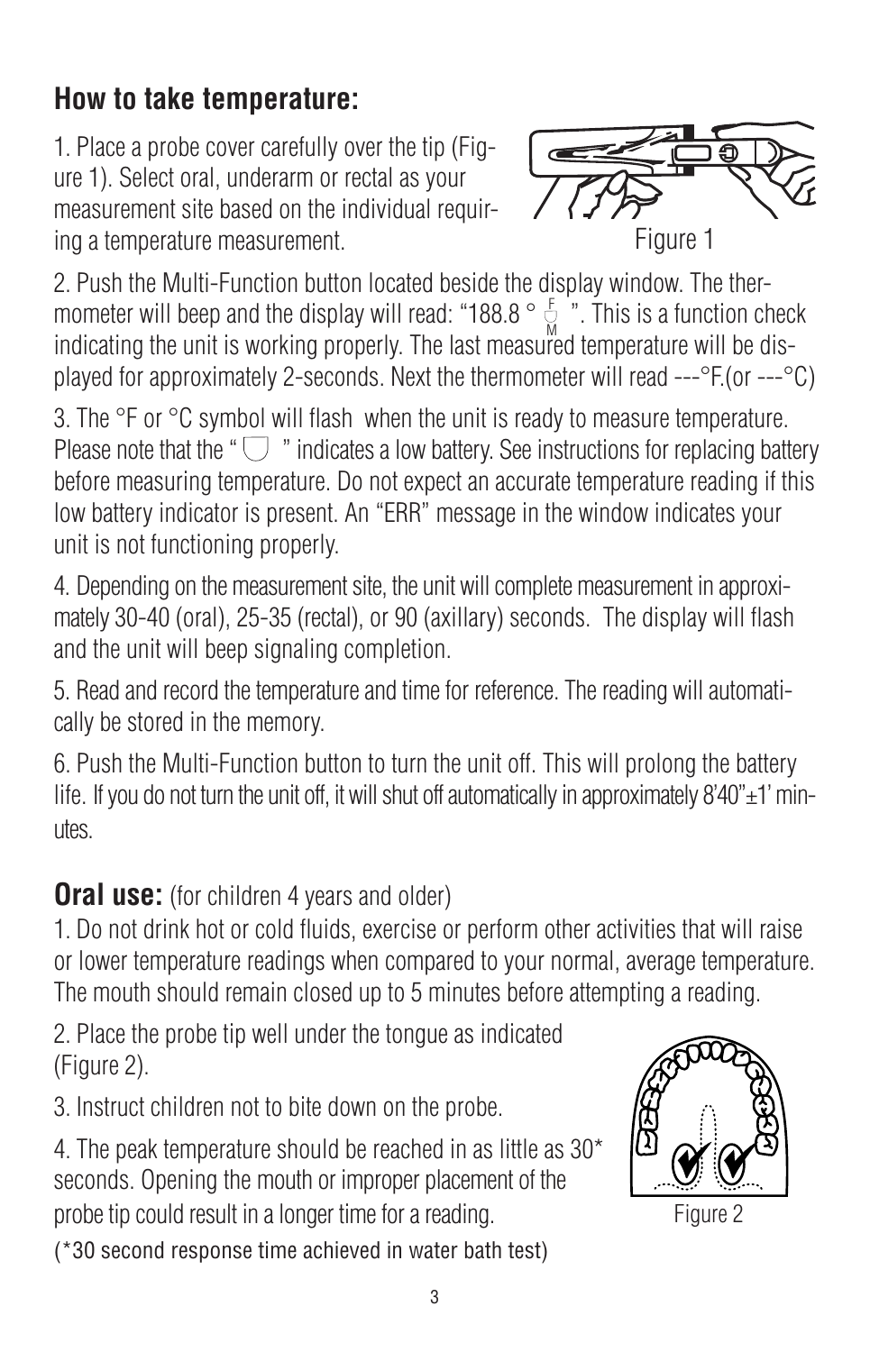## How to take temperature:

1. Place a probe cover carefully over the tip (Figure 1). Select oral, underarm or rectal as your measurement site based on the individual requiring a temperature measurement.

Figure 1

2. Push the Multi-Function button located beside the display window. The thermometer will beep and the display will read: "188.8 ° F/M ". This is a function check indicating the unit is working properly. The last measured temperature will be displayed for approximately 2-seconds. Next the thermometer will read ---°F.(or ---°C)

3. The °F or °C symbol will flash when the unit is ready to measure temperature. Please note that the " " indicates a low battery. See instructions for replacing battery before measuring temperature. Do not expect an accurate temperature reading if this low battery indicator is present. An "ERR" message in the window indicates your unit is not functioning properly.

4. Depending on the measurement site, the unit will complete measurement in approximately 30-40 (oral), 25-35 (rectal), or 90 (axillary) seconds. The display will flash and the unit will beep signaling completion.

5. Read and record the temperature and time for reference. The reading will automatically be stored in the memory.

6. Push the Multi-Function button to turn the unit off. This will prolong the battery life. If you do not turn the unit off, it will shut off automatically in approximately 8'40"±1' minutes.

## Oral use: (for children 4 years and older)

1. Do not drink hot or cold fluids, exercise or perform other activities that will raise or lower temperature readings when compared to your normal, average temperature. The mouth should remain closed up to 5 minutes before attempting a reading.

2. Place the probe tip well under the tongue as indicated (Figure 2).

3. Instruct children not to bite down on the probe.

4. The peak temperature should be reached in as little as 30* seconds. Opening the mouth or improper placement of the probe tip could result in a longer time for a reading.

Figure 2

(*30 second response time achieved in water bath test)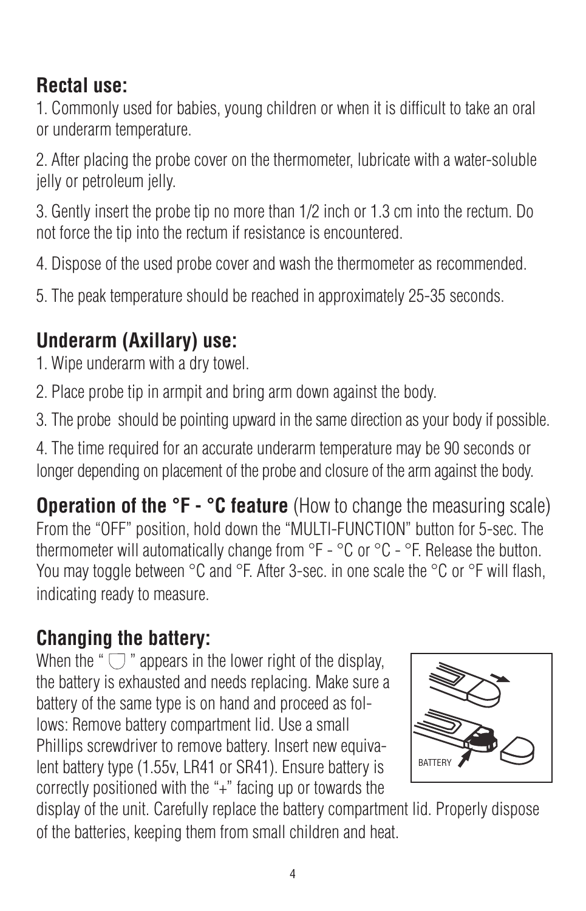## Rectal use:

1. Commonly used for babies, young children or when it is difficult to take an oral or underarm temperature.

2. After placing the probe cover on the thermometer, lubricate with a water-soluble jelly or petroleum jelly.

3. Gently insert the probe tip no more than 1/2 inch or 1.3 cm into the rectum. Do not force the tip into the rectum if resistance is encountered.

4. Dispose of the used probe cover and wash the thermometer as recommended.

5. The peak temperature should be reached in approximately 25-35 seconds.

## Underarm (Axillary) use:

1. Wipe underarm with a dry towel.

2. Place probe tip in armpit and bring arm down against the body.

3. The probe should be pointing upward in the same direction as your body if possible.

4. The time required for an accurate underarm temperature may be 90 seconds or longer depending on placement of the probe and closure of the arm against the body.

## Operation of the °F - °C feature (How to change the measuring scale)

From the “OFF” position, hold down the “MULTI-FUNCTION” button for 5-sec. The thermometer will automatically change from °F - °C or °C - °F. Release the button. You may toggle between °C and °F. After 3-sec. in one scale the °C or °F will flash, indicating ready to measure.

## Changing the battery:

When the “ ” appears in the lower right of the display, the battery is exhausted and needs replacing. Make sure a battery of the same type is on hand and proceed as follows: Remove battery compartment lid. Use a small Phillips screwdriver to remove battery. Insert new equivalent battery type (1.55v, LR41 or SR41). Ensure battery is correctly positioned with the “+” facing up or towards the display of the unit. Carefully replace the battery compartment lid. Properly dispose of the batteries, keeping them from small children and heat.

BATTERY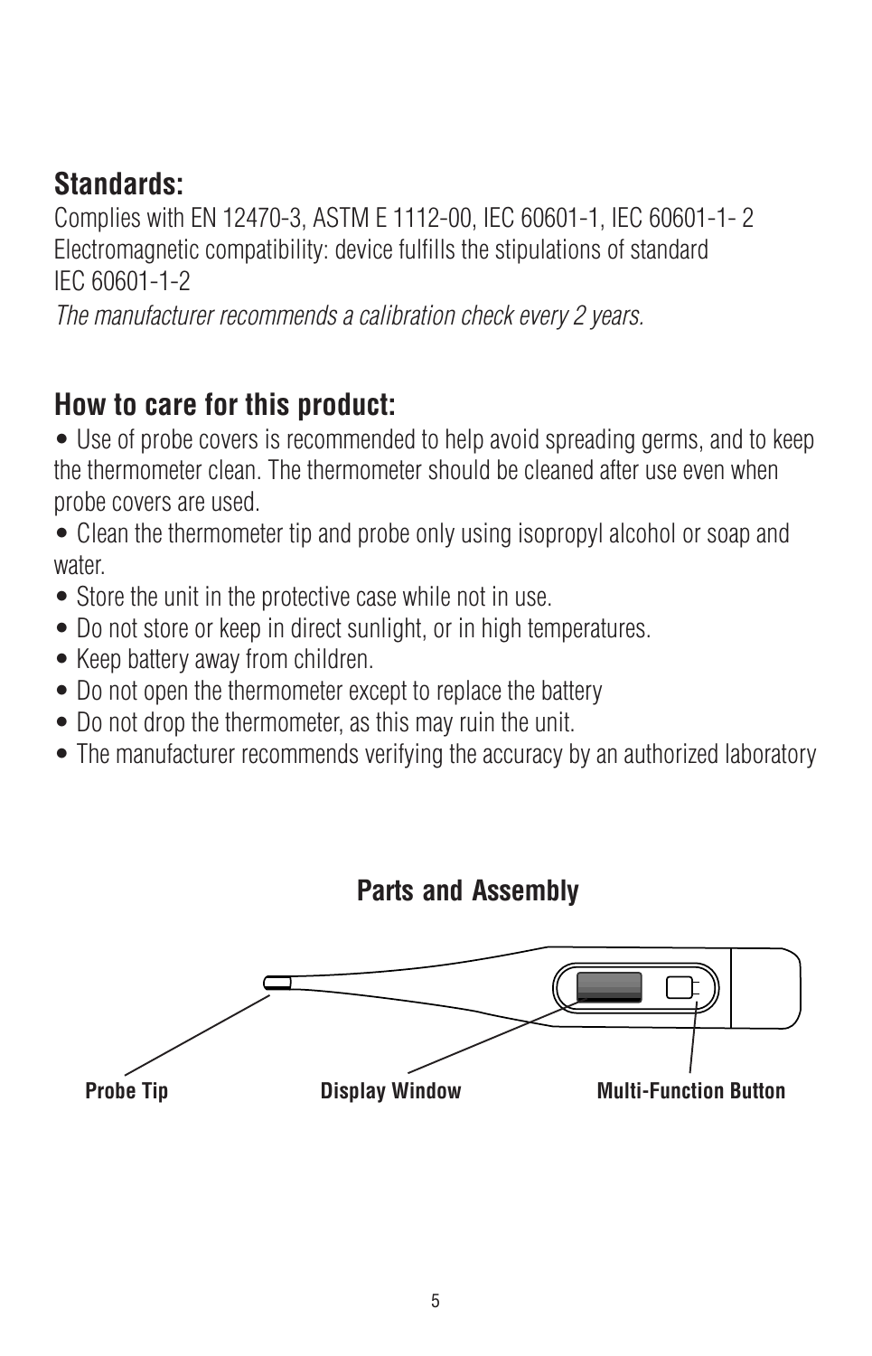## Standards:

Complies with EN 12470-3, ASTM E 1112-00, IEC 60601-1, IEC 60601-1- 2
Electromagnetic compatibility: device fulfills the stipulations of standard
IEC 60601-1-2

*The manufacturer recommends a calibration check every 2 years.*

## How to care for this product:

- Use of probe covers is recommended to help avoid spreading germs, and to keep the thermometer clean. The thermometer should be cleaned after use even when probe covers are used.
- Clean the thermometer tip and probe only using isopropyl alcohol or soap and water.
- Store the unit in the protective case while not in use.
- Do not store or keep in direct sunlight, or in high temperatures.
- Keep battery away from children.
- Do not open the thermometer except to replace the battery
- Do not drop the thermometer, as this may ruin the unit.
- The manufacturer recommends verifying the accuracy by an authorized laboratory

### Parts and Assembly

**Probe Tip** **Display Window** **Multi-Function Button**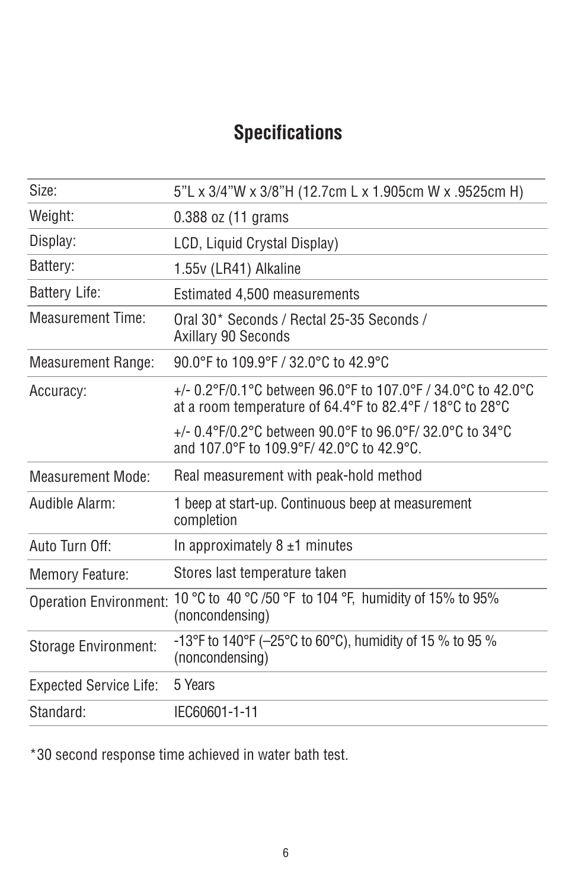# Specifications

| | |
|---|---|
| Size: | 5"L x 3/4"W x 3/8"H (12.7cm L x 1.905cm W x .9525cm H) |
| Weight: | 0.388 oz (11 grams |
| Display: | LCD, Liquid Crystal Display) |
| Battery: | 1.55v (LR41) Alkaline |
| Battery Life: | Estimated 4,500 measurements |
| Measurement Time: | Oral 30* Seconds / Rectal 25-35 Seconds / Axillary 90 Seconds |
| Measurement Range: | 90.0°F to 109.9°F / 32.0°C to 42.9°C |
| Accuracy: | +/- 0.2°F/0.1°C between 96.0°F to 107.0°F / 34.0°C to 42.0°C at a room temperature of 64.4°F to 82.4°F / 18°C to 28°C<br><br>+/- 0.4°F/0.2°C between 90.0°F to 96.0°F/ 32.0°C to 34°C and 107.0°F to 109.9°F/ 42.0°C to 42.9°C. |
| Measurement Mode: | Real measurement with peak-hold method |
| Audible Alarm: | 1 beep at start-up. Continuous beep at measurement completion |
| Auto Turn Off: | In approximately 8 ±1 minutes |
| Memory Feature: | Stores last temperature taken |
| Operation Environment: | 10 °C to 40 °C /50 °F to 104 °F, humidity of 15% to 95% (noncondensing) |
| Storage Environment: | -13°F to 140°F (–25°C to 60°C), humidity of 15 % to 95 % (noncondensing) |
| Expected Service Life: | 5 Years |
| Standard: | IEC60601-1-11 |

*30 second response time achieved in water bath test.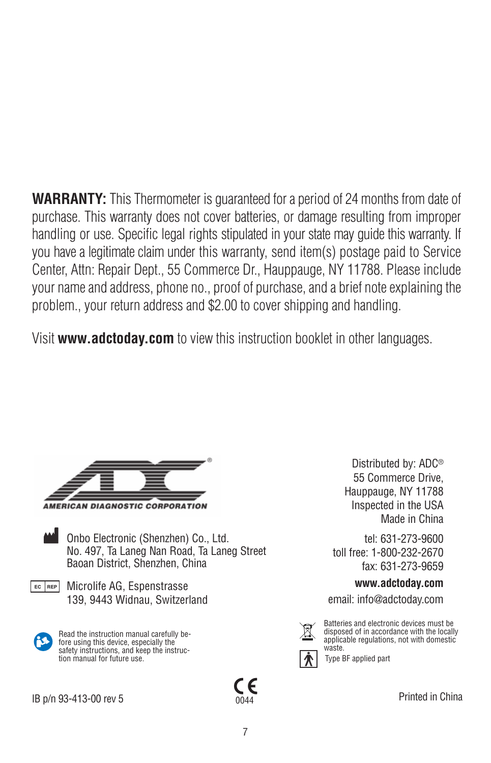**WARRANTY:** This Thermometer is guaranteed for a period of 24 months from date of purchase. This warranty does not cover batteries, or damage resulting from improper handling or use. Specific legal rights stipulated in your state may guide this warranty. If you have a legitimate claim under this warranty, send item(s) postage paid to Service Center, Attn: Repair Dept., 55 Commerce Dr., Hauppauge, NY 11788. Please include your name and address, phone no., proof of purchase, and a brief note explaining the problem., your return address and $2.00 to cover shipping and handling.

Visit **www.adctoday.com** to view this instruction booklet in other languages.

AMERICAN DIAGNOSTIC CORPORATION

Onbo Electronic (Shenzhen) Co., Ltd.
No. 497, Ta Laneg Nan Road, Ta Laneg Street
Baoan District, Shenzhen, China

EC REP Microlife AG, Espenstrasse
139, 9443 Widnau, Switzerland

Distributed by: ADC®
55 Commerce Drive,
Hauppauge, NY 11788
Inspected in the USA
Made in China

tel: 631-273-9600
toll free: 1-800-232-2670
fax: 631-273-9659

**www.adctoday.com**
email: info@adctoday.com

Read the instruction manual carefully before using this device, especially the safety instructions, and keep the instruction manual for future use.

Batteries and electronic devices must be disposed of in accordance with the locally applicable regulations, not with domestic waste.

Type BF applied part

IB p/n 93-413-00 rev 5

CE 0044

Printed in China